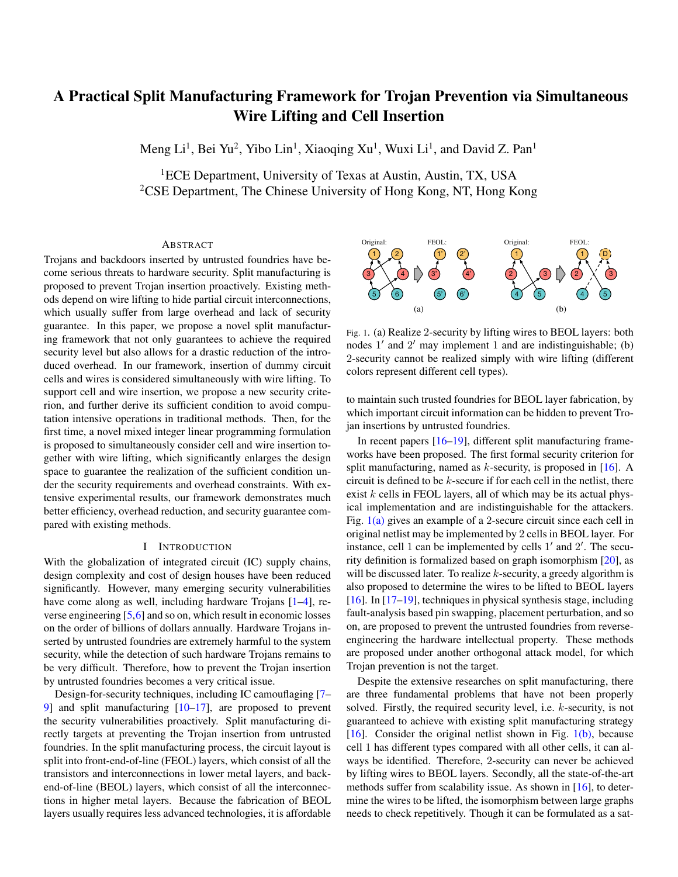# A Practical Split Manufacturing Framework for Trojan Prevention via Simultaneous Wire Lifting and Cell Insertion

Meng Li[1], Bei Yu[2], Yibo Lin[1], Xiaoqing Xu[1], Wuxi Li[1], and David Z. Pan[1]

[1]ECE Department, University of Texas at Austin, Austin, TX, USA
[2]CSE Department, The Chinese University of Hong Kong, NT, Hong Kong

## Abstract

Trojans and backdoors inserted by untrusted foundries have become serious threats to hardware security. Split manufacturing is proposed to prevent Trojan insertion proactively. Existing methods depend on wire lifting to hide partial circuit interconnections, which usually suffer from large overhead and lack of security guarantee. In this paper, we propose a novel split manufacturing framework that not only guarantees to achieve the required security level but also allows for a drastic reduction of the introduced overhead. In our framework, insertion of dummy circuit cells and wires is considered simultaneously with wire lifting. To support cell and wire insertion, we propose a new security criterion, and further derive its sufficient condition to avoid computation intensive operations in traditional methods. Then, for the first time, a novel mixed integer linear programming formulation is proposed to simultaneously consider cell and wire insertion together with wire lifting, which significantly enlarges the design space to guarantee the realization of the sufficient condition under the security requirements and overhead constraints. With extensive experimental results, our framework demonstrates much better efficiency, overhead reduction, and security guarantee compared with existing methods.

## I Introduction

With the globalization of integrated circuit (IC) supply chains, design complexity and cost of design houses have been reduced significantly. However, many emerging security vulnerabilities have come along as well, including hardware Trojans [1–4], reverse engineering [5,6] and so on, which result in economic losses on the order of billions of dollars annually. Hardware Trojans inserted by untrusted foundries are extremely harmful to the system security, while the detection of such hardware Trojans remains to be very difficult. Therefore, how to prevent the Trojan insertion by untrusted foundries becomes a very critical issue.

Design-for-security techniques, including IC camouflaging [7–9] and split manufacturing [10–17], are proposed to prevent the security vulnerabilities proactively. Split manufacturing directly targets at preventing the Trojan insertion from untrusted foundries. In the split manufacturing process, the circuit layout is split into front-end-of-line (FEOL) layers, which consist of all the transistors and interconnections in lower metal layers, and back-end-of-line (BEOL) layers, which consist of all the interconnections in higher metal layers. Because the fabrication of BEOL layers usually requires less advanced technologies, it is affordable to maintain such trusted foundries for BEOL layer fabrication, by which important circuit information can be hidden to prevent Trojan insertions by untrusted foundries.

Fig. 1. (a) Realize 2-security by lifting wires to BEOL layers: both nodes $1'$ and $2'$ may implement 1 and are indistinguishable; (b) 2-security cannot be realized simply with wire lifting (different colors represent different cell types).

In recent papers [16–19], different split manufacturing frameworks have been proposed. The first formal security criterion for split manufacturing, named as $k$-security, is proposed in [16]. A circuit is defined to be $k$-secure if for each cell in the netlist, there exist $k$ cells in FEOL layers, all of which may be its actual physical implementation and are indistinguishable for the attackers. Fig. 1(a) gives an example of a 2-secure circuit since each cell in original netlist may be implemented by 2 cells in BEOL layer. For instance, cell 1 can be implemented by cells $1'$ and $2'$. The security definition is formalized based on graph isomorphism [20], as will be discussed later. To realize $k$-security, a greedy algorithm is also proposed to determine the wires to be lifted to BEOL layers [16]. In [17–19], techniques in physical synthesis stage, including fault-analysis based pin swapping, placement perturbation, and so on, are proposed to prevent the untrusted foundries from reverse-engineering the hardware intellectual property. These methods are proposed under another orthogonal attack model, for which Trojan prevention is not the target.

Despite the extensive researches on split manufacturing, there are three fundamental problems that have not been properly solved. Firstly, the required security level, i.e. $k$-security, is not guaranteed to achieve with existing split manufacturing strategy [16]. Consider the original netlist shown in Fig. 1(b), because cell 1 has different types compared with all other cells, it can always be identified. Therefore, 2-security can never be achieved by lifting wires to BEOL layers. Secondly, all the state-of-the-art methods suffer from scalability issue. As shown in [16], to determine the wires to be lifted, the isomorphism between large graphs needs to check repetitively. Though it can be formulated as a sat-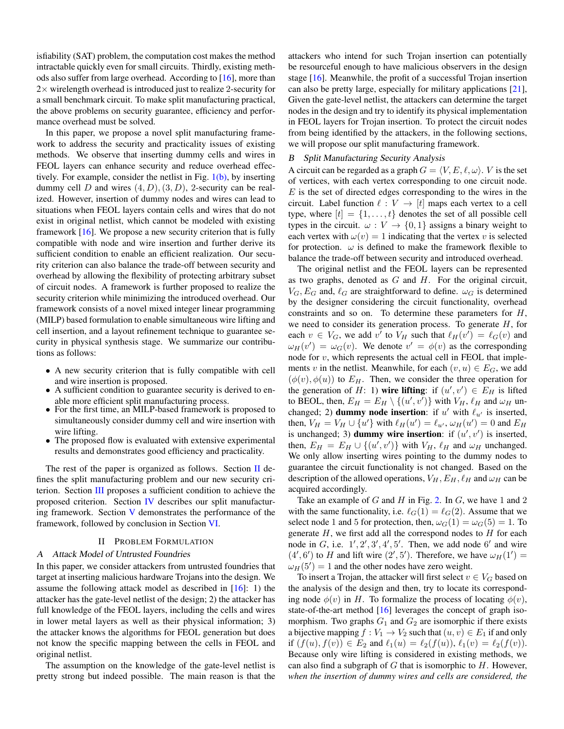isfiability (SAT) problem, the computation cost makes the method intractable quickly even for small circuits. Thirdly, existing methods also suffer from large overhead. According to [16], more than 2× wirelength overhead is introduced just to realize 2-security for a small benchmark circuit. To make split manufacturing practical, the above problems on security guarantee, efficiency and performance overhead must be solved.

In this paper, we propose a novel split manufacturing framework to address the security and practicality issues of existing methods. We observe that inserting dummy cells and wires in FEOL layers can enhance security and reduce overhead effectively. For example, consider the netlist in Fig. 1(b), by inserting dummy cell $D$ and wires $(4, D), (3, D)$, 2-security can be realized. However, insertion of dummy nodes and wires can lead to situations when FEOL layers contain cells and wires that do not exist in original netlist, which cannot be modeled with existing framework [16]. We propose a new security criterion that is fully compatible with node and wire insertion and further derive its sufficient condition to enable an efficient realization. Our security criterion can also balance the trade-off between security and overhead by allowing the flexibility of protecting arbitrary subset of circuit nodes. A framework is further proposed to realize the security criterion while minimizing the introduced overhead. Our framework consists of a novel mixed integer linear programming (MILP) based formulation to enable simultaneous wire lifting and cell insertion, and a layout refinement technique to guarantee security in physical synthesis stage. We summarize our contributions as follows:

- A new security criterion that is fully compatible with cell and wire insertion is proposed.
- A sufficient condition to guarantee security is derived to enable more efficient split manufacturing process.
- For the first time, an MILP-based framework is proposed to simultaneously consider dummy cell and wire insertion with wire lifting.
- The proposed flow is evaluated with extensive experimental results and demonstrates good efficiency and practicality.

The rest of the paper is organized as follows. Section II defines the split manufacturing problem and our new security criterion. Section III proposes a sufficient condition to achieve the proposed criterion. Section IV describes our split manufacturing framework. Section V demonstrates the performance of the framework, followed by conclusion in Section VI.

## II Problem Formulation

### A Attack Model of Untrusted Foundries

In this paper, we consider attackers from untrusted foundries that target at inserting malicious hardware Trojans into the design. We assume the following attack model as described in [16]: 1) the attacker has the gate-level netlist of the design; 2) the attacker has full knowledge of the FEOL layers, including the cells and wires in lower metal layers as well as their physical information; 3) the attacker knows the algorithms for FEOL generation but does not know the specific mapping between the cells in FEOL and original netlist.

The assumption on the knowledge of the gate-level netlist is pretty strong but indeed possible. The main reason is that the attackers who intend for such Trojan insertion can potentially be resourceful enough to have malicious observers in the design stage [16]. Meanwhile, the profit of a successful Trojan insertion can also be pretty large, especially for military applications [21], Given the gate-level netlist, the attackers can determine the target nodes in the design and try to identify its physical implementation in FEOL layers for Trojan insertion. To protect the circuit nodes from being identified by the attackers, in the following sections, we will propose our split manufacturing framework.

### B Split Manufacturing Security Analysis

A circuit can be regarded as a graph $G = \langle V, E, \ell, \omega \rangle$. $V$ is the set of vertices, with each vertex corresponding to one circuit node. $E$ is the set of directed edges corresponding to the wires in the circuit. Label function $\ell : V \to [t]$ maps each vertex to a cell type, where $[t] = \{1, \dots, t\}$ denotes the set of all possible cell types in the circuit. $\omega : V \to \{0, 1\}$ assigns a binary weight to each vertex with $\omega(v) = 1$ indicating that the vertex $v$ is selected for protection. $\omega$ is defined to make the framework flexible to balance the trade-off between security and introduced overhead.

The original netlist and the FEOL layers can be represented as two graphs, denoted as $G$ and $H$. For the original circuit, $V_G, E_G$ and, $\ell_G$ are straightforward to define. $\omega_G$ is determined by the designer considering the circuit functionality, overhead constraints and so on. To determine these parameters for $H$, we need to consider its generation process. To generate $H$, for each $v \in V_G$, we add $v'$ to $V_H$ such that $\ell_H(v') = \ell_G(v)$ and $\omega_H(v') = \omega_G(v)$. We denote $v' = \phi(v)$ as the corresponding node for $v$, which represents the actual cell in FEOL that implements $v$ in the netlist. Meanwhile, for each $(v, u) \in E_G$, we add $(\phi(v), \phi(u))$ to $E_H$. Then, we consider the three operation for the generation of $H$: 1) **wire lifting**: if $(u', v') \in E_H$ is lifted to BEOL, then, $E_H = E_H \setminus \{(u', v')\}$ with $V_H$, $\ell_H$ and $\omega_H$ unchanged; 2) **dummy node insertion**: if $u'$ with $\ell_{u'}$ is inserted, then, $V_H = V_H \cup \{u'\}$ with $\ell_H(u') = \ell_{u'}$, $\omega_H(u') = 0$ and $E_H$ is unchanged; 3) **dummy wire insertion**: if $(u', v')$ is inserted, then, $E_H = E_H \cup \{(u', v')\}$ with $V_H$, $\ell_H$ and $\omega_H$ unchanged. We only allow inserting wires pointing to the dummy nodes to guarantee the circuit functionality is not changed. Based on the description of the allowed operations, $V_H, E_H, \ell_H$ and $\omega_H$ can be acquired accordingly.

Take an example of $G$ and $H$ in Fig. 2. In $G$, we have 1 and 2 with the same functionality, i.e. $\ell_G(1) = \ell_G(2)$. Assume that we select node 1 and 5 for protection, then, $\omega_G(1) = \omega_G(5) = 1$. To generate $H$, we first add all the correspond nodes to $H$ for each node in $G$, i.e. $1', 2', 3', 4', 5'$. Then, we add node $6'$ and wire $(4', 6')$ to $H$ and lift wire $(2', 5')$. Therefore, we have $\omega_H(1') = \omega_H(5') = 1$ and the other nodes have zero weight.

To insert a Trojan, the attacker will first select $v \in V_G$ based on the analysis of the design and then, try to locate its corresponding node $\phi(v)$ in $H$. To formalize the process of locating $\phi(v)$, state-of-the-art method [16] leverages the concept of graph isomorphism. Two graphs $G_1$ and $G_2$ are isomorphic if there exists a bijective mapping $f : V_1 \to V_2$ such that $(u, v) \in E_1$ if and only if $(f(u), f(v)) \in E_2$ and $\ell_1(u) = \ell_2(f(u))$, $\ell_1(v) = \ell_2(f(v))$. Because only wire lifting is considered in existing methods, we can also find a subgraph of $G$ that is isomorphic to $H$. However, *when the insertion of dummy wires and cells are considered, the*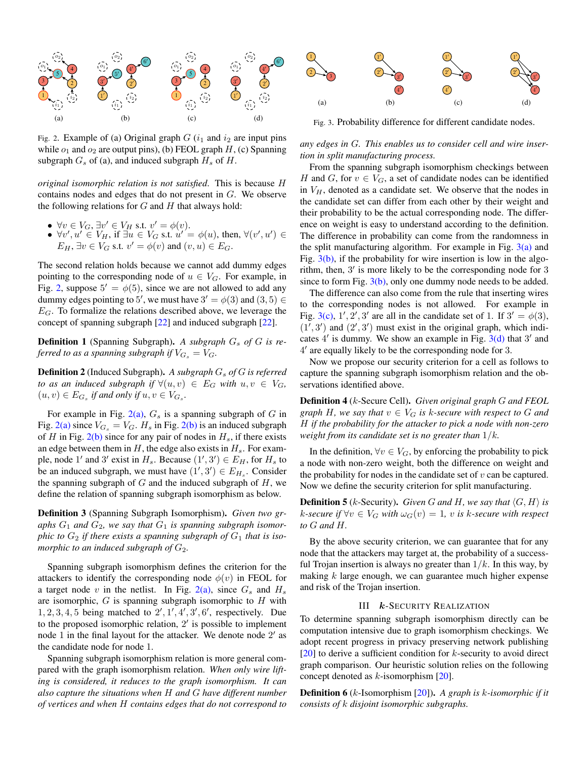Fig. 2. Example of (a) Original graph $G$ ($i_1$ and $i_2$ are input pins while $o_1$ and $o_2$ are output pins), (b) FEOL graph $H$, (c) Spanning subgraph $G_s$ of (a), and induced subgraph $H_s$ of $H$.

*original isomorphic relation is not satisfied*. This is because $H$ contains nodes and edges that do not present in $G$. We observe the following relations for $G$ and $H$ that always hold:

- $\forall v \in V_G, \exists v' \in V_H$ s.t. $v' = \phi(v)$.
- $\forall v', u' \in V_H$, if $\exists u \in V_G$ s.t. $u' = \phi(u)$, then, $\forall (v', u') \in E_H, \exists v \in V_G$ s.t. $v' = \phi(v)$ and $(v, u) \in E_G$.

The second relation holds because we cannot add dummy edges pointing to the corresponding node of $u \in V_G$. For example, in Fig. 2, suppose $5' = \phi(5)$, since we are not allowed to add any dummy edges pointing to $5'$, we must have $3' = \phi(3)$ and $(3, 5) \in E_G$. To formalize the relations described above, we leverage the concept of spanning subgraph [22] and induced subgraph [22].

**Definition 1** (Spanning Subgraph). *A subgraph $G_s$ of $G$ is referred to as a spanning subgraph if $V_{G_s} = V_G$.*

**Definition 2** (Induced Subgraph). *A subgraph $G_s$ of $G$ is referred to as an induced subgraph if $\forall (u, v) \in E_G$ with $u, v \in V_G$, $(u, v) \in E_{G_s}$ if and only if $u, v \in V_{G_s}$.*

For example in Fig. 2(a), $G_s$ is a spanning subgraph of $G$ in Fig. 2(a) since $V_{G_s} = V_G$. $H_s$ in Fig. 2(b) is an induced subgraph of $H$ in Fig. 2(b) since for any pair of nodes in $H_s$, if there exists an edge between them in $H$, the edge also exists in $H_s$. For example, node $1'$ and $3'$ exist in $H_s$. Because $(1', 3') \in E_H$, for $H_s$ to be an induced subgraph, we must have $(1', 3') \in E_{H_s}$. Consider the spanning subgraph of $G$ and the induced subgraph of $H$, we define the relation of spanning subgraph isomorphism as below.

**Definition 3** (Spanning Subgraph Isomorphism). *Given two graphs $G_1$ and $G_2$, we say that $G_1$ is spanning subgraph isomorphic to $G_2$ if there exists a spanning subgraph of $G_1$ that is isomorphic to an induced subgraph of $G_2$.*

Spanning subgraph isomorphism defines the criterion for the attackers to identify the corresponding node $\phi(v)$ in FEOL for a target node $v$ in the netlist. In Fig. 2(a), since $G_s$ and $H_s$ are isomorphic, $G$ is spanning subgraph isomorphic to $H$ with $1, 2, 3, 4, 5$ being matched to $2', 1', 4', 3', 6'$, respectively. Due to the proposed isomorphic relation, $2'$ is possible to implement node 1 in the final layout for the attacker. We denote node $2'$ as the candidate node for node 1.

Spanning subgraph isomorphism relation is more general compared with the graph isomorphism relation. *When only wire lifting is considered, it reduces to the graph isomorphism. It can also capture the situations when $H$ and $G$ have different number of vertices and when $H$ contains edges that do not correspond to any edges in $G$. This enables us to consider cell and wire insertion in split manufacturing process.*

Fig. 3. Probability difference for different candidate nodes.

From the spanning subgraph isomorphism checkings between $H$ and $G$, for $v \in V_G$, a set of candidate nodes can be identified in $V_H$, denoted as a candidate set. We observe that the nodes in the candidate set can differ from each other by their weight and their probability to be the actual corresponding node. The difference on weight is easy to understand according to the definition. The difference in probability can come from the randomness in the split manufacturing algorithm. For example in Fig. 3(a) and Fig. 3(b), if the probability for wire insertion is low in the algorithm, then, $3'$ is more likely to be the corresponding node for 3 since to form Fig. 3(b), only one dummy node needs to be added.

The difference can also come from the rule that inserting wires to the corresponding nodes is not allowed. For example in Fig. 3(c), $1', 2', 3'$ are all in the candidate set of 1. If $3' = \phi(3)$, $(1', 3')$ and $(2', 3')$ must exist in the original graph, which indicates $4'$ is dummy. We show an example in Fig. 3(d) that $3'$ and $4'$ are equally likely to be the corresponding node for 3.

Now we propose our security criterion for a cell as follows to capture the spanning subgraph isomorphism relation and the observations identified above.

**Definition 4** ($k$-Secure Cell). *Given original graph $G$ and FEOL graph $H$, we say that $v \in V_G$ is $k$-secure with respect to $G$ and $H$ if the probability for the attacker to pick a node with non-zero weight from its candidate set is no greater than $1/k$.*

In the definition, $\forall v \in V_G$, by enforcing the probability to pick a node with non-zero weight, both the difference on weight and the probability for nodes in the candidate set of $v$ can be captured. Now we define the security criterion for split manufacturing.

**Definition 5** ($k$-Security). *Given $G$ and $H$, we say that $\langle G, H \rangle$ is $k$-secure if $\forall v \in V_G$ with $\omega_G(v) = 1$, $v$ is $k$-secure with respect to $G$ and $H$.*

By the above security criterion, we can guarantee that for any node that the attackers may target at, the probability of a successful Trojan insertion is always no greater than $1/k$. In this way, by making $k$ large enough, we can guarantee much higher expense and risk of the Trojan insertion.

## III $k$-Security Realization

To determine spanning subgraph isomorphism directly can be computation intensive due to graph isomorphism checkings. We adopt recent progress in privacy preserving network publishing [20] to derive a sufficient condition for $k$-security to avoid direct graph comparison. Our heuristic solution relies on the following concept denoted as $k$-isomorphism [20].

**Definition 6** ($k$-Isomorphism [20]). *A graph is $k$-isomorphic if it consists of $k$ disjoint isomorphic subgraphs.*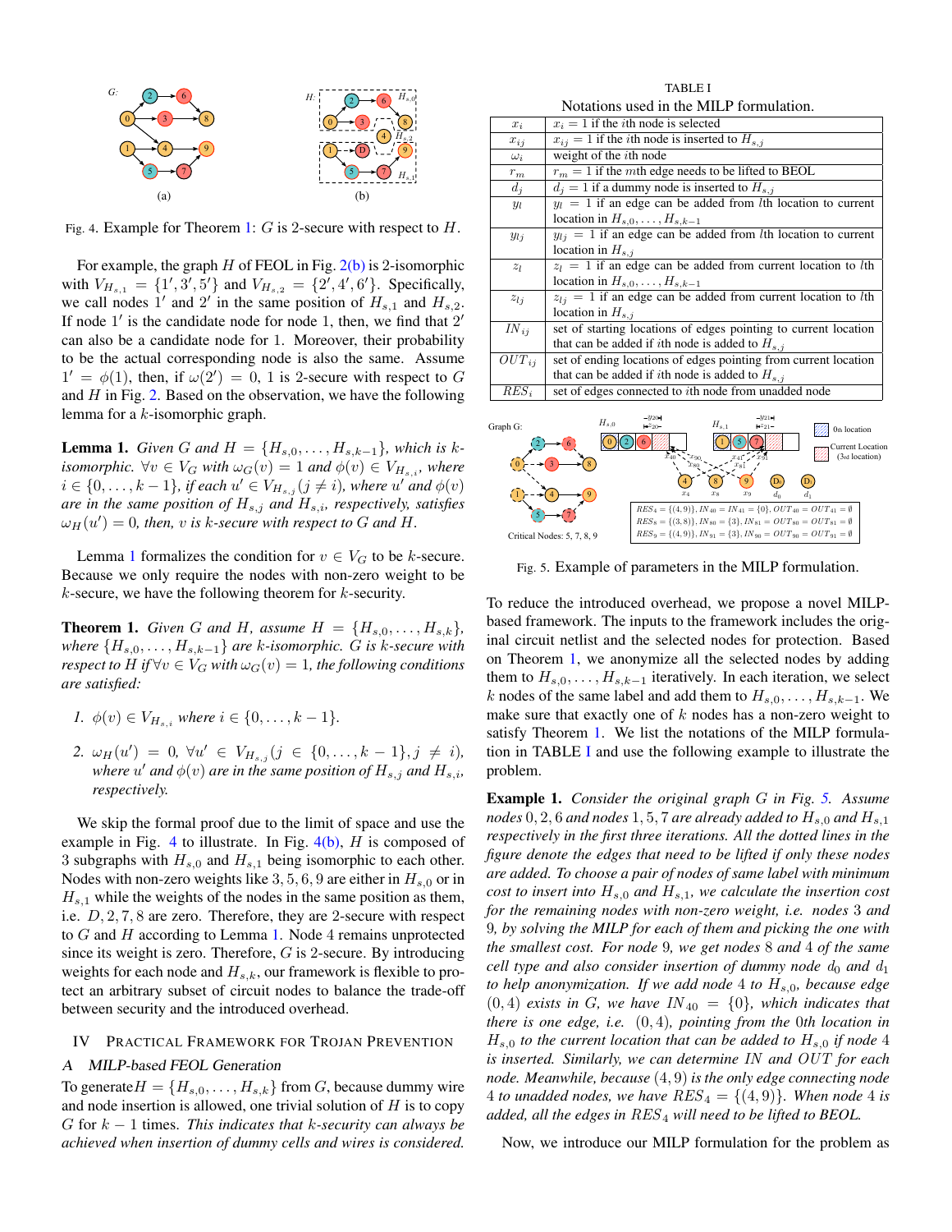Fig. 4. Example for Theorem 1: $G$ is 2-secure with respect to $H$.

For example, the graph $H$ of FEOL in Fig. 2(b) is 2-isomorphic with $V_{H_{s,1}} = \{1', 3', 5'\}$ and $V_{H_{s,2}} = \{2', 4', 6'\}$. Specifically, we call nodes $1'$ and $2'$ in the same position of $H_{s,1}$ and $H_{s,2}$. If node $1'$ is the candidate node for node 1, then, we find that $2'$ can also be a candidate node for 1. Moreover, their probability to be the actual corresponding node is also the same. Assume $1' = \phi(1)$, then, if $\omega(2') = 0$, 1 is 2-secure with respect to $G$ and $H$ in Fig. 2. Based on the observation, we have the following lemma for a $k$-isomorphic graph.

**Lemma 1.** *Given $G$ and $H = \{H_{s,0}, \ldots, H_{s,k-1}\}$, which is $k$-isomorphic. $\forall v \in V_G$ with $\omega_G(v) = 1$ and $\phi(v) \in V_{H_{s,i}}$, where $i \in \{0, \ldots, k-1\}$, if each $u' \in V_{H_{s,j}} (j \neq i)$, where $u'$ and $\phi(v)$ are in the same position of $H_{s,j}$ and $H_{s,i}$, respectively, satisfies $\omega_H(u') = 0$, then, $v$ is $k$-secure with respect to $G$ and $H$.*

Lemma 1 formalizes the condition for $v \in V_G$ to be $k$-secure. Because we only require the nodes with non-zero weight to be $k$-secure, we have the following theorem for $k$-security.

**Theorem 1.** *Given $G$ and $H$, assume $H = \{H_{s,0}, \ldots, H_{s,k}\}$, where $\{H_{s,0}, \ldots, H_{s,k-1}\}$ are $k$-isomorphic. $G$ is $k$-secure with respect to $H$ if $\forall v \in V_G$ with $\omega_G(v) = 1$, the following conditions are satisfied:*

1. *$\phi(v) \in V_{H_{s,i}}$ where $i \in \{0, \ldots, k-1\}$.*
2. *$\omega_H(u') = 0$, $\forall u' \in V_{H_{s,j}} (j \in \{0, \ldots, k-1\}, j \neq i)$, where $u'$ and $\phi(v)$ are in the same position of $H_{s,j}$ and $H_{s,i}$, respectively.*

We skip the formal proof due to the limit of space and use the example in Fig. 4 to illustrate. In Fig. 4(b), $H$ is composed of 3 subgraphs with $H_{s,0}$ and $H_{s,1}$ being isomorphic to each other. Nodes with non-zero weights like $3, 5, 6, 9$ are either in $H_{s,0}$ or in $H_{s,1}$ while the weights of the nodes in the same position as them, i.e. $D, 2, 7, 8$ are zero. Therefore, they are 2-secure with respect to $G$ and $H$ according to Lemma 1. Node 4 remains unprotected since its weight is zero. Therefore, $G$ is 2-secure. By introducing weights for each node and $H_{s,k}$, our framework is flexible to protect an arbitrary subset of circuit nodes to balance the trade-off between security and the introduced overhead.

## IV Practical Framework for Trojan Prevention

### A MILP-based FEOL Generation

To generate $H = \{H_{s,0}, \ldots, H_{s,k}\}$ from $G$, because dummy wire and node insertion is allowed, one trivial solution of $H$ is to copy $G$ for $k-1$ times. *This indicates that $k$-security can always be achieved when insertion of dummy cells and wires is considered.*

TABLE I
Notations used in the MILP formulation.

| | |
|---|---|
| $x_i$ | $x_i = 1$ if the $i$th node is selected |
| $x_{ij}$ | $x_{ij} = 1$ if the $i$th node is inserted to $H_{s,j}$ |
| $\omega_i$ | weight of the $i$th node |
| $r_m$ | $r_m = 1$ if the $m$th edge needs to be lifted to BEOL |
| $d_j$ | $d_j = 1$ if a dummy node is inserted to $H_{s,j}$ |
| $y_l$ | $y_l = 1$ if an edge can be added from $l$th location to current location in $H_{s,0}, \ldots, H_{s,k-1}$ |
| $y_{lj}$ | $y_{lj} = 1$ if an edge can be added from $l$th location to current location in $H_{s,j}$ |
| $z_l$ | $z_l = 1$ if an edge can be added from current location to $l$th location in $H_{s,0}, \ldots, H_{s,k-1}$ |
| $z_{lj}$ | $z_{lj} = 1$ if an edge can be added from current location to $l$th location in $H_{s,j}$ |
| $IN_{ij}$ | set of starting locations of edges pointing to current location that can be added if $i$th node is added to $H_{s,j}$ |
| $OUT_{ij}$ | set of ending locations of edges pointing from current location that can be added if $i$th node is added to $H_{s,j}$ |
| $RES_i$ | set of edges connected to $i$th node from unadded node |

Fig. 5. Example of parameters in the MILP formulation.

To reduce the introduced overhead, we propose a novel MILP-based framework. The inputs to the framework includes the original circuit netlist and the selected nodes for protection. Based on Theorem 1, we anonymize all the selected nodes by adding them to $H_{s,0}, \ldots, H_{s,k-1}$ iteratively. In each iteration, we select $k$ nodes of the same label and add them to $H_{s,0}, \ldots, H_{s,k-1}$. We make sure that exactly one of $k$ nodes has a non-zero weight to satisfy Theorem 1. We list the notations of the MILP formulation in TABLE I and use the following example to illustrate the problem.

**Example 1.** *Consider the original graph $G$ in Fig. 5. Assume nodes $0, 2, 6$ and nodes $1, 5, 7$ are already added to $H_{s,0}$ and $H_{s,1}$ respectively in the first three iterations. All the dotted lines in the figure denote the edges that need to be lifted if only these nodes are added. To choose a pair of nodes of same label with minimum cost to insert into $H_{s,0}$ and $H_{s,1}$, we calculate the insertion cost for the remaining nodes with non-zero weight, i.e. nodes 3 and 9, by solving the MILP for each of them and picking the one with the smallest cost. For node 9, we get nodes 8 and 4 of the same cell type and also consider insertion of dummy node $d_0$ and $d_1$ to help anonymization. If we add node 4 to $H_{s,0}$, because edge $(0, 4)$ exists in $G$, we have $IN_{40} = \{0\}$, which indicates that there is one edge, i.e. $(0, 4)$, pointing from the 0th location in $H_{s,0}$ to the current location that can be added to $H_{s,0}$ if node 4 is inserted. Similarly, we can determine $IN$ and $OUT$ for each node. Meanwhile, because $(4, 9)$ is the only edge connecting node 4 to unadded nodes, we have $RES_4 = \{(4, 9)\}$. When node 4 is added, all the edges in $RES_4$ will need to be lifted to BEOL.*

Now, we introduce our MILP formulation for the problem as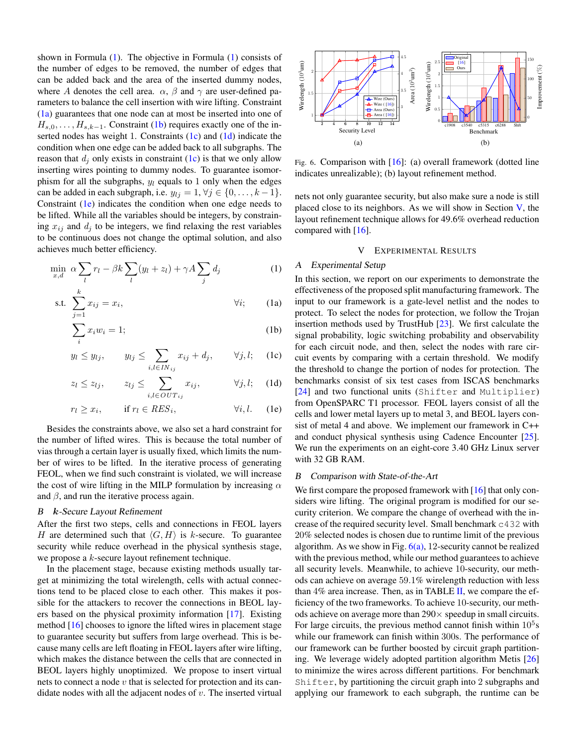shown in Formula (1). The objective in Formula (1) consists of the number of edges to be removed, the number of edges that can be added back and the area of the inserted dummy nodes, where $A$ denotes the cell area. $\alpha$, $\beta$ and $\gamma$ are user-defined parameters to balance the cell insertion with wire lifting. Constraint (1a) guarantees that one node can at most be inserted into one of $H_{s,0}, \ldots, H_{s,k-1}$. Constraint (1b) requires exactly one of the inserted nodes has weight 1. Constraints (1c) and (1d) indicate the condition when one edge can be added back to all subgraphs. The reason that $d_j$ only exists in constraint (1c) is that we only allow inserting wires pointing to dummy nodes. To guarantee isomorphism for all the subgraphs, $y_l$ equals to 1 only when the edges can be added in each subgraph, i.e. $y_{lj} = 1, \forall j \in \{0, \ldots, k-1\}$. Constraint (1e) indicates the condition when one edge needs to be lifted. While all the variables should be integers, by constraining $x_{ij}$ and $d_j$ to be integers, we find relaxing the rest variables to be continuous does not change the optimal solution, and also achieves much better efficiency.

$$\min_{x,d} \; \alpha \sum_l r_l - \beta k \sum_l (y_l + z_l) + \gamma A \sum_j d_j \qquad (1)$$

$$\text{s.t.} \; \sum_{j=1}^{k} x_{ij} = x_i, \qquad \forall i; \qquad (1a)$$

$$\sum_i x_i w_i = 1; \qquad (1b)$$

$$y_l \le y_{lj}, \quad y_{lj} \le \sum_{i,l \in IN_{ij}} x_{ij} + d_j, \qquad \forall j, l; \qquad (1c)$$

$$z_l \le z_{lj}, \quad z_{lj} \le \sum_{i,l \in OUT_{ij}} x_{ij}, \qquad \forall j, l; \qquad (1d)$$

$$r_l \ge x_i, \quad \text{if } r_l \in RES_i, \qquad \forall i, l. \qquad (1e)$$

Besides the constraints above, we also set a hard constraint for the number of lifted wires. This is because the total number of vias through a certain layer is usually fixed, which limits the number of wires to be lifted. In the iterative process of generating FEOL, when we find such constraint is violated, we will increase the cost of wire lifting in the MILP formulation by increasing $\alpha$ and $\beta$, and run the iterative process again.

### B *k-Secure Layout Refinement*

After the first two steps, cells and connections in FEOL layers $H$ are determined such that $\langle G, H \rangle$ is $k$-secure. To guarantee security while reduce overhead in the physical synthesis stage, we propose a $k$-secure layout refinement technique.

In the placement stage, because existing methods usually target at minimizing the total wirelength, cells with actual connections tend to be placed close to each other. This makes it possible for the attackers to recover the connections in BEOL layers based on the physical proximity information [17]. Existing method [16] chooses to ignore the lifted wires in placement stage to guarantee security but suffers from large overhead. This is because many cells are left floating in FEOL layers after wire lifting, which makes the distance between the cells that are connected in BEOL layers highly unoptimized. We propose to insert virtual nets to connect a node $v$ that is selected for protection and its candidate nodes with all the adjacent nodes of $v$. The inserted virtual nets not only guarantee security, but also make sure a node is still placed close to its neighbors. As we will show in Section V, the layout refinement technique allows for 49.6% overhead reduction compared with [16].

Fig. 6. Comparison with [16]: (a) overall framework (dotted line indicates unrealizable); (b) layout refinement method.

## V Experimental Results

### A *Experimental Setup*

In this section, we report on our experiments to demonstrate the effectiveness of the proposed split manufacturing framework. The input to our framework is a gate-level netlist and the nodes to protect. To select the nodes for protection, we follow the Trojan insertion methods used by TrustHub [23]. We first calculate the signal probability, logic switching probability and observability for each circuit node, and then, select the nodes with rare circuit events by comparing with a certain threshold. We modify the threshold to change the portion of nodes for protection. The benchmarks consist of six test cases from ISCAS benchmarks [24] and two functional units (`Shifter` and `Multiplier`) from OpenSPARC T1 processor. FEOL layers consist of all the cells and lower metal layers up to metal 3, and BEOL layers consist of metal 4 and above. We implement our framework in C++ and conduct physical synthesis using Cadence Encounter [25]. We run the experiments on an eight-core 3.40 GHz Linux server with 32 GB RAM.

### B *Comparison with State-of-the-Art*

We first compare the proposed framework with [16] that only considers wire lifting. The original program is modified for our security criterion. We compare the change of overhead with the increase of the required security level. Small benchmark `c432` with 20% selected nodes is chosen due to runtime limit of the previous algorithm. As we show in Fig. 6(a), 12-security cannot be realized with the previous method, while our method guarantees to achieve all security levels. Meanwhile, to achieve 10-security, our methods can achieve on average 59.1% wirelength reduction with less than 4% area increase. Then, as in TABLE II, we compare the efficiency of the two frameworks. To achieve 10-security, our methods achieve on average more than 290× speedup in small circuits. For large circuits, the previous method cannot finish within $10^5$s while our framework can finish within 300s. The performance of our framework can be further boosted by circuit graph partitioning. We leverage widely adopted partition algorithm Metis [26] to minimize the wires across different partitions. For benchmark `Shifter`, by partitioning the circuit graph into 2 subgraphs and applying our framework to each subgraph, the runtime can be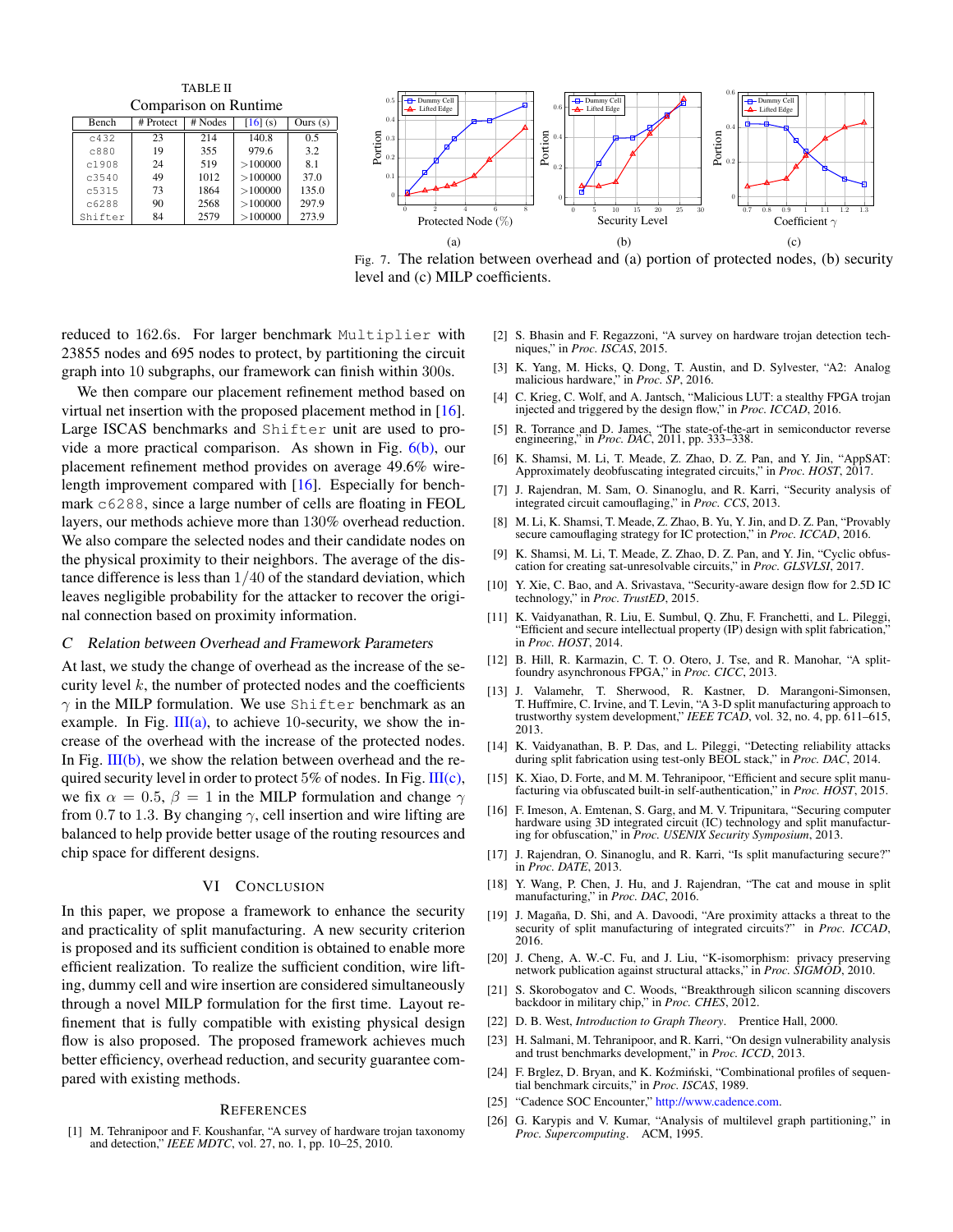TABLE II
Comparison on Runtime

| Bench | # Protect | # Nodes | [16] (s) | Ours (s) |
|---|---|---|---|---|
| c432 | 23 | 214 | 140.8 | 0.5 |
| c880 | 19 | 355 | 979.6 | 3.2 |
| c1908 | 24 | 519 | >100000 | 8.1 |
| c3540 | 49 | 1012 | >100000 | 37.0 |
| c5315 | 73 | 1864 | >100000 | 135.0 |
| c6288 | 90 | 2568 | >100000 | 297.9 |
| Shifter | 84 | 2579 | >100000 | 273.9 |

(a)
Portion
Protected Node (%)
0.5, 0.4, 0.3, 0.2, 0.1, 0
0, 2, 4, 6, 8
Dummy Cell
Lifted Edge

(b)
Portion
Security Level
0.6, 0.4, 0.2, 0
0, 5, 10, 15, 20, 25, 30
Dummy Cell
Lifted Edge

(c)
Portion
Coefficient $\gamma$
0.6, 0.4, 0.2, 0
0.7, 0.8, 0.9, 1, 1.1, 1.2, 1.3
Dummy Cell
Lifted Edge

Fig. 7. The relation between overhead and (a) portion of protected nodes, (b) security level and (c) MILP coefficients.

reduced to 162.6s. For larger benchmark Multiplier with 23855 nodes and 695 nodes to protect, by partitioning the circuit graph into 10 subgraphs, our framework can finish within 300s.

We then compare our placement refinement method based on virtual net insertion with the proposed placement method in [16]. Large ISCAS benchmarks and Shifter unit are used to provide a more practical comparison. As shown in Fig. 6(b), our placement refinement method provides on average 49.6% wirelength improvement compared with [16]. Especially for benchmark c6288, since a large number of cells are floating in FEOL layers, our methods achieve more than 130% overhead reduction. We also compare the selected nodes and their candidate nodes on the physical proximity to their neighbors. The average of the distance difference is less than $1/40$ of the standard deviation, which leaves negligible probability for the attacker to recover the original connection based on proximity information.

### C Relation between Overhead and Framework Parameters

At last, we study the change of overhead as the increase of the security level $k$, the number of protected nodes and the coefficients $\gamma$ in the MILP formulation. We use Shifter benchmark as an example. In Fig. III(a), to achieve 10-security, we show the increase of the overhead with the increase of the protected nodes. In Fig. III(b), we show the relation between overhead and the required security level in order to protect 5% of nodes. In Fig. III(c), we fix $\alpha = 0.5$, $\beta = 1$ in the MILP formulation and change $\gamma$ from 0.7 to 1.3. By changing $\gamma$, cell insertion and wire lifting are balanced to help provide better usage of the routing resources and chip space for different designs.

## VI Conclusion

In this paper, we propose a framework to enhance the security and practicality of split manufacturing. A new security criterion is proposed and its sufficient condition is obtained to enable more efficient realization. To realize the sufficient condition, wire lifting, dummy cell and wire insertion are considered simultaneously through a novel MILP formulation for the first time. Layout refinement that is fully compatible with existing physical design flow is also proposed. The proposed framework achieves much better efficiency, overhead reduction, and security guarantee compared with existing methods.

## References

[1] M. Tehranipoor and F. Koushanfar, "A survey of hardware trojan taxonomy and detection," *IEEE MDTC*, vol. 27, no. 1, pp. 10–25, 2010.

[2] S. Bhasin and F. Regazzoni, "A survey on hardware trojan detection techniques," in *Proc. ISCAS*, 2015.

[3] K. Yang, M. Hicks, Q. Dong, T. Austin, and D. Sylvester, "A2: Analog malicious hardware," in *Proc. SP*, 2016.

[4] C. Krieg, C. Wolf, and A. Jantsch, "Malicious LUT: a stealthy FPGA trojan injected and triggered by the design flow," in *Proc. ICCAD*, 2016.

[5] R. Torrance and D. James, "The state-of-the-art in semiconductor reverse engineering," in *Proc. DAC*, 2011, pp. 333–338.

[6] K. Shamsi, M. Li, T. Meade, Z. Zhao, D. Z. Pan, and Y. Jin, "AppSAT: Approximately deobfuscating integrated circuits," in *Proc. HOST*, 2017.

[7] J. Rajendran, M. Sam, O. Sinanoglu, and R. Karri, "Security analysis of integrated circuit camouflaging," in *Proc. CCS*, 2013.

[8] M. Li, K. Shamsi, T. Meade, Z. Zhao, B. Yu, Y. Jin, and D. Z. Pan, "Provably secure camouflaging strategy for IC protection," in *Proc. ICCAD*, 2016.

[9] K. Shamsi, M. Li, T. Meade, Z. Zhao, D. Z. Pan, and Y. Jin, "Cyclic obfuscation for creating sat-unresolvable circuits," in *Proc. GLSVLSI*, 2017.

[10] Y. Xie, C. Bao, and A. Srivastava, "Security-aware design flow for 2.5D IC technology," in *Proc. TrustED*, 2015.

[11] K. Vaidyanathan, R. Liu, E. Sumbul, Q. Zhu, F. Franchetti, and L. Pileggi, "Efficient and secure intellectual property (IP) design with split fabrication," in *Proc. HOST*, 2014.

[12] B. Hill, R. Karmazin, C. T. O. Otero, J. Tse, and R. Manohar, "A split-foundry asynchronous FPGA," in *Proc. CICC*, 2013.

[13] J. Valamehr, T. Sherwood, R. Kastner, D. Marangoni-Simonsen, T. Huffmire, C. Irvine, and T. Levin, "A 3-D split manufacturing approach to trustworthy system development," *IEEE TCAD*, vol. 32, no. 4, pp. 611–615, 2013.

[14] K. Vaidyanathan, B. P. Das, and L. Pileggi, "Detecting reliability attacks during split fabrication using test-only BEOL stack," in *Proc. DAC*, 2014.

[15] K. Xiao, D. Forte, and M. M. Tehranipoor, "Efficient and secure split manufacturing via obfuscated built-in self-authentication," in *Proc. HOST*, 2015.

[16] F. Imeson, A. Emtenan, S. Garg, and M. V. Tripunitara, "Securing computer hardware using 3D integrated circuit (IC) technology and split manufacturing for obfuscation," in *Proc. USENIX Security Symposium*, 2013.

[17] J. Rajendran, O. Sinanoglu, and R. Karri, "Is split manufacturing secure?" in *Proc. DATE*, 2013.

[18] Y. Wang, P. Chen, J. Hu, and J. Rajendran, "The cat and mouse in split manufacturing," in *Proc. DAC*, 2016.

[19] J. Magaña, D. Shi, and A. Davoodi, "Are proximity attacks a threat to the security of split manufacturing of integrated circuits?" in *Proc. ICCAD*, 2016.

[20] J. Cheng, A. W.-C. Fu, and J. Liu, "K-isomorphism: privacy preserving network publication against structural attacks," in *Proc. SIGMOD*, 2010.

[21] S. Skorobogatov and C. Woods, "Breakthrough silicon scanning discovers backdoor in military chip," in *Proc. CHES*, 2012.

[22] D. B. West, *Introduction to Graph Theory*. Prentice Hall, 2000.

[23] H. Salmani, M. Tehranipoor, and R. Karri, "On design vulnerability analysis and trust benchmarks development," in *Proc. ICCD*, 2013.

[24] F. Brglez, D. Bryan, and K. Koźmiński, "Combinational profiles of sequential benchmark circuits," in *Proc. ISCAS*, 1989.

[25] "Cadence SOC Encounter," http://www.cadence.com.

[26] G. Karypis and V. Kumar, "Analysis of multilevel graph partitioning," in *Proc. Supercomputing*. ACM, 1995.